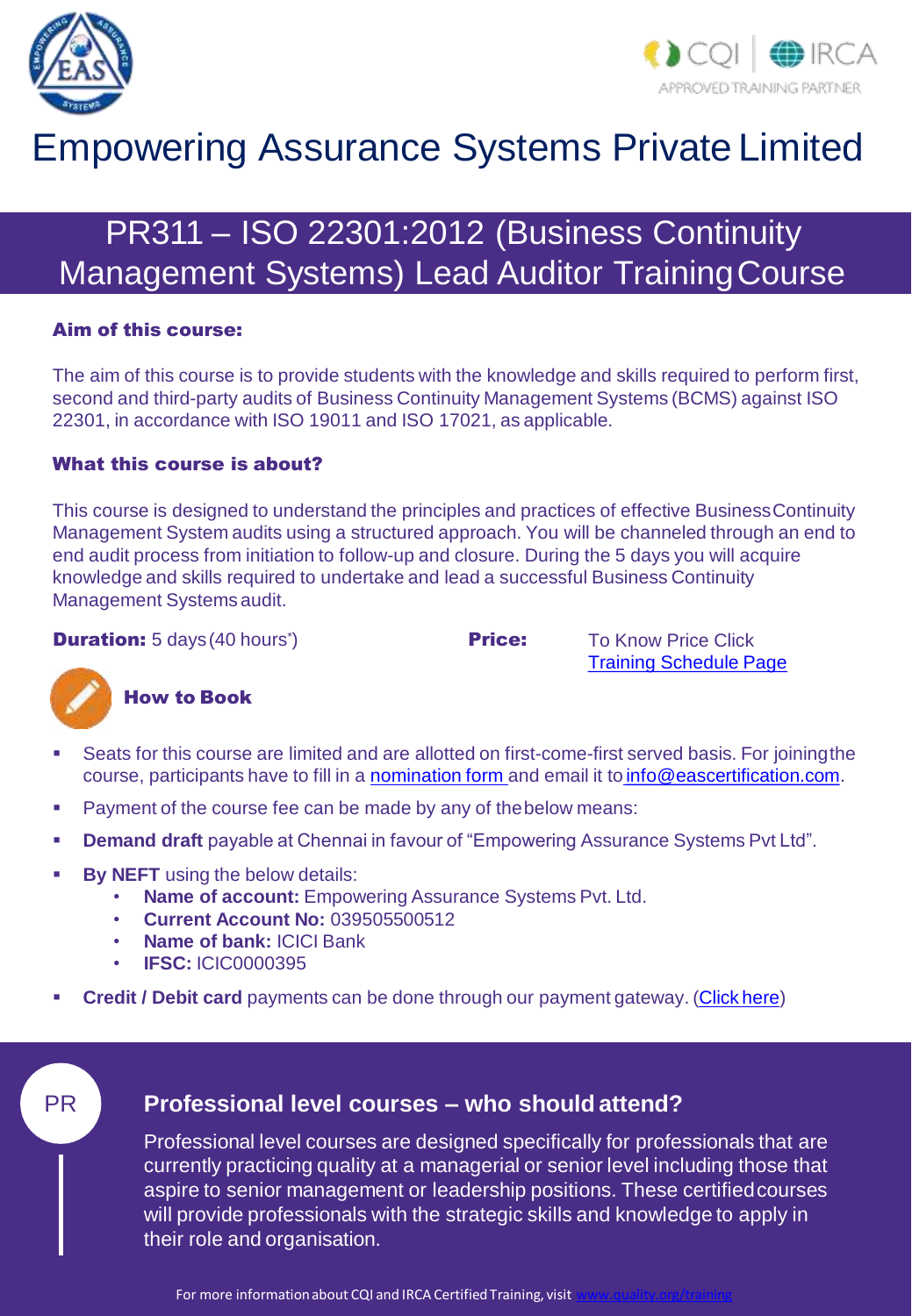# Empowering Assurance Systems Private Limited

CQI | IRCA APPROVED TRAINING PARTNER

## PR311 – ISO 22301:2012 (Business Continuity Management Systems) Lead Auditor Training Course

**Aim of this course:**

The aim of this course is to provide students with the knowledge and skills required to perform first, second and third-party audits of Business Continuity Management Systems (BCMS) against ISO 22301, in accordance with ISO 19011 and ISO 17021, as applicable.

**What this course is about?**

This course is designed to understand the principles and practices of effective Business Continuity Management System audits using a structured approach. You will be channeled through an end to end audit process from initiation to follow-up and closure. During the 5 days you will acquire knowledge and skills required to undertake and lead a successful Business Continuity Management Systems audit.

**Duration:** 5 days (40 hours*)

**Price:** To Know Price Click [Training Schedule Page]

**How to Book**

- Seats for this course are limited and are allotted on first-come-first served basis. For joining the course, participants have to fill in a nomination form and email it to info@eascertification.com.
- Payment of the course fee can be made by any of the below means:
- **Demand draft** payable at Chennai in favour of "Empowering Assurance Systems Pvt Ltd".
- **By NEFT** using the below details:
  - **Name of account:** Empowering Assurance Systems Pvt. Ltd.
  - **Current Account No:** 039505500512
  - **Name of bank:** ICICI Bank
  - **IFSC:** ICIC0000395
- **Credit / Debit card** payments can be done through our payment gateway. (Click here)

PR

### Professional level courses – who should attend?

Professional level courses are designed specifically for professionals that are currently practicing quality at a managerial or senior level including those that aspire to senior management or leadership positions. These certified courses will provide professionals with the strategic skills and knowledge to apply in their role and organisation.

For more information about CQI and IRCA Certified Training, visit www.quality.org/training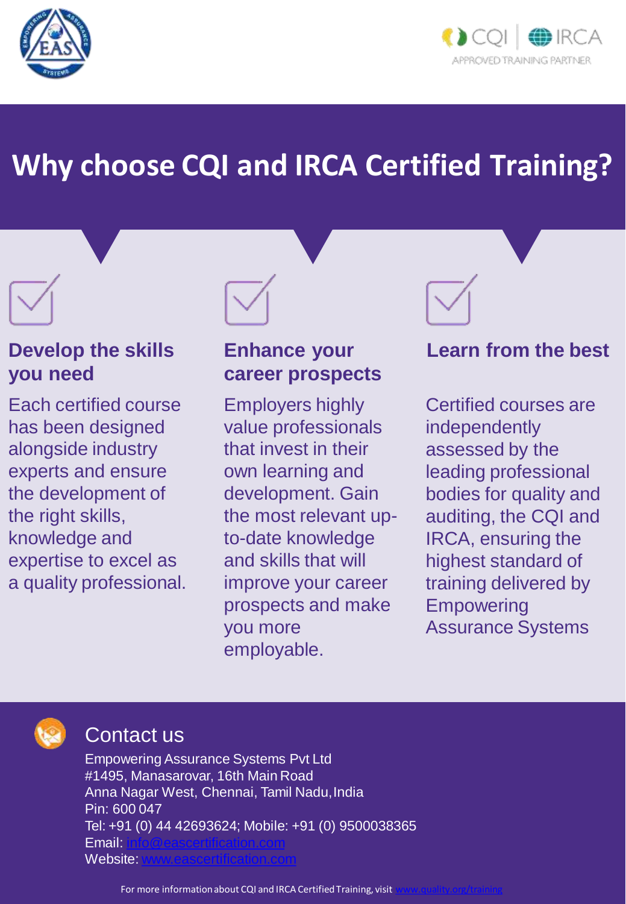CQI | IRCA
APPROVED TRAINING PARTNER

# Why choose CQI and IRCA Certified Training?

### Develop the skills you need

Each certified course has been designed alongside industry experts and ensure the development of the right skills, knowledge and expertise to excel as a quality professional.

### Enhance your career prospects

Employers highly value professionals that invest in their own learning and development. Gain the most relevant up-to-date knowledge and skills that will improve your career prospects and make you more employable.

### Learn from the best

Certified courses are independently assessed by the leading professional bodies for quality and auditing, the CQI and IRCA, ensuring the highest standard of training delivered by Empowering Assurance Systems

## Contact us

Empowering Assurance Systems Pvt Ltd
#1495, Manasarovar, 16th Main Road
Anna Nagar West, Chennai, Tamil Nadu, India
Pin: 600 047
Tel: +91 (0) 44 42693624; Mobile: +91 (0) 9500038365
Email: info@eascertification.com
Website: www.eascertification.com

For more information about CQI and IRCA Certified Training, visit www.quality.org/training